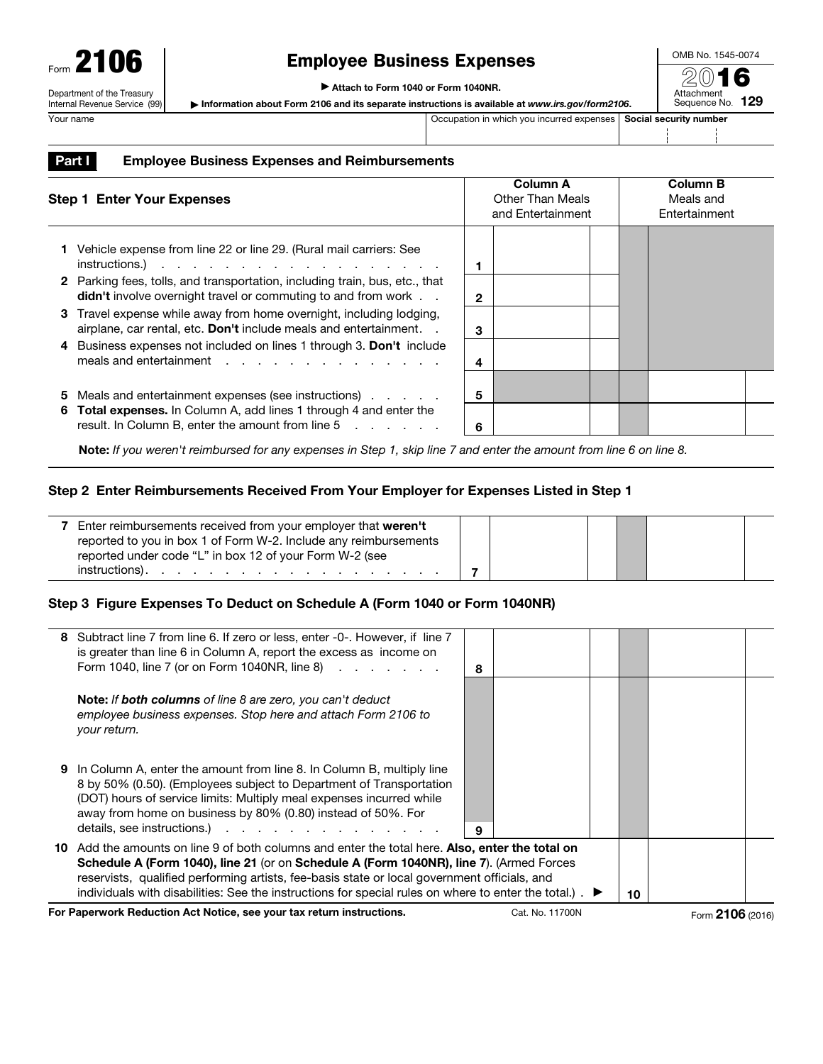Form **2106**

Department of the Treasury
Internal Revenue Service (99)

# Employee Business Expenses

▶ Attach to Form 1040 or Form 1040NR.

▶ Information about Form 2106 and its separate instructions is available at *www.irs.gov/form2106*.

OMB No. 1545-0074

2016

Attachment Sequence No. **129**

| Your name | Occupation in which you incurred expenses | Social security number |
|---|---|---|
| | | |

## Part I Employee Business Expenses and Reimbursements

| **Step 1 Enter Your Expenses** | | **Column A** Other Than Meals and Entertainment | **Column B** Meals and Entertainment |
|---|---|---|---|
| **1** Vehicle expense from line 22 or line 29. (Rural mail carriers: See instructions.) | 1 | | |
| **2** Parking fees, tolls, and transportation, including train, bus, etc., that **didn't** involve overnight travel or commuting to and from work | 2 | | |
| **3** Travel expense while away from home overnight, including lodging, airplane, car rental, etc. **Don't** include meals and entertainment. | 3 | | |
| **4** Business expenses not included on lines 1 through 3. **Don't** include meals and entertainment | 4 | | |
| **5** Meals and entertainment expenses (see instructions) | 5 | | |
| **6** **Total expenses.** In Column A, add lines 1 through 4 and enter the result. In Column B, enter the amount from line 5 | 6 | | |

**Note:** *If you weren't reimbursed for any expenses in Step 1, skip line 7 and enter the amount from line 6 on line 8.*

### Step 2 Enter Reimbursements Received From Your Employer for Expenses Listed in Step 1

| | | Column A | Column B |
|---|---|---|---|
| **7** Enter reimbursements received from your employer that **weren't** reported to you in box 1 of Form W-2. Include any reimbursements reported under code "L" in box 12 of your Form W-2 (see instructions). | 7 | | |

### Step 3 Figure Expenses To Deduct on Schedule A (Form 1040 or Form 1040NR)

| | | Column A | Column B |
|---|---|---|---|
| **8** Subtract line 7 from line 6. If zero or less, enter -0-. However, if line 7 is greater than line 6 in Column A, report the excess as income on Form 1040, line 7 (or on Form 1040NR, line 8) | 8 | | |
| **Note:** *If **both columns** of line 8 are zero, you can't deduct employee business expenses. Stop here and attach Form 2106 to your return.* | | | |
| **9** In Column A, enter the amount from line 8. In Column B, multiply line 8 by 50% (0.50). (Employees subject to Department of Transportation (DOT) hours of service limits: Multiply meal expenses incurred while away from home on business by 80% (0.80) instead of 50%. For details, see instructions.) | 9 | | |
| **10** Add the amounts on line 9 of both columns and enter the total here. **Also, enter the total on Schedule A (Form 1040), line 21** (or on **Schedule A (Form 1040NR), line 7**). (Armed Forces reservists, qualified performing artists, fee-basis state or local government officials, and individuals with disabilities: See the instructions for special rules on where to enter the total.) ▶ | 10 | | |

**For Paperwork Reduction Act Notice, see your tax return instructions.** Cat. No. 11700N Form **2106** (2016)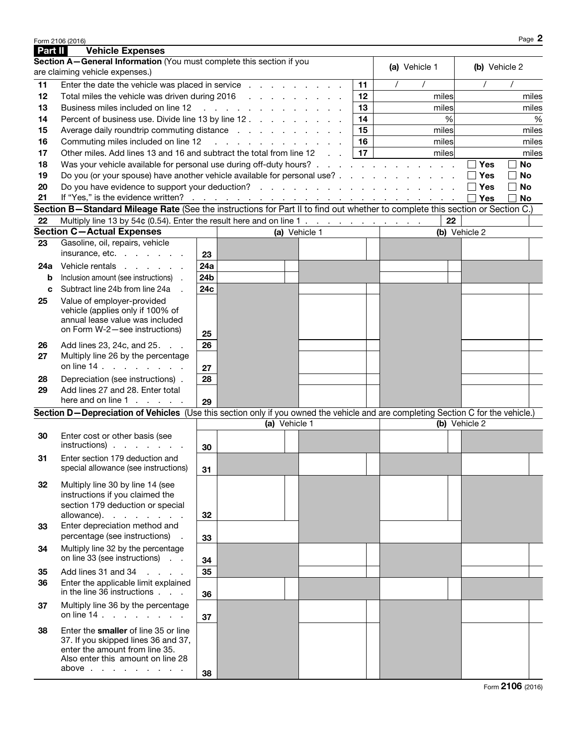## Part II Vehicle Expenses

### Section A—General Information (You must complete this section if you are claiming vehicle expenses.)

| | | | (a) Vehicle 1 | (b) Vehicle 2 |
|---|---|---|---|---|
| 11 | Enter the date the vehicle was placed in service | 11 | / / | / / |
| 12 | Total miles the vehicle was driven during 2016 | 12 | miles | miles |
| 13 | Business miles included on line 12 | 13 | miles | miles |
| 14 | Percent of business use. Divide line 13 by line 12 | 14 | % | % |
| 15 | Average daily roundtrip commuting distance | 15 | miles | miles |
| 16 | Commuting miles included on line 12 | 16 | miles | miles |
| 17 | Other miles. Add lines 13 and 16 and subtract the total from line 12 | 17 | miles | miles |

| | | |
|---|---|---|
| 18 | Was your vehicle available for personal use during off-duty hours? | ☐ Yes ☐ No |
| 19 | Do you (or your spouse) have another vehicle available for personal use? | ☐ Yes ☐ No |
| 20 | Do you have evidence to support your deduction? | ☐ Yes ☐ No |
| 21 | If "Yes," is the evidence written? | ☐ Yes ☐ No |

### Section B—Standard Mileage Rate (See the instructions for Part II to find out whether to complete this section or Section C.)

| | | | |
|---|---|---|---|
| 22 | Multiply line 13 by 54¢ (0.54). Enter the result here and on line 1 | 22 | |

### Section C—Actual Expenses

| | | | (a) Vehicle 1 | | (b) Vehicle 2 | |
|---|---|---|---|---|---|---|
| 23 | Gasoline, oil, repairs, vehicle insurance, etc. | 23 | | | | |
| 24a | Vehicle rentals | 24a | | | | |
| b | Inclusion amount (see instructions) | 24b | | | | |
| c | Subtract line 24b from line 24a | 24c | | | | |
| 25 | Value of employer-provided vehicle (applies only if 100% of annual lease value was included on Form W-2—see instructions) | 25 | | | | |
| 26 | Add lines 23, 24c, and 25 | 26 | | | | |
| 27 | Multiply line 26 by the percentage on line 14 | 27 | | | | |
| 28 | Depreciation (see instructions) | 28 | | | | |
| 29 | Add lines 27 and 28. Enter total here and on line 1 | 29 | | | | |

### Section D—Depreciation of Vehicles (Use this section only if you owned the vehicle and are completing Section C for the vehicle.)

| | | | (a) Vehicle 1 | | (b) Vehicle 2 | |
|---|---|---|---|---|---|---|
| 30 | Enter cost or other basis (see instructions) | 30 | | | | |
| 31 | Enter section 179 deduction and special allowance (see instructions) | 31 | | | | |
| 32 | Multiply line 30 by line 14 (see instructions if you claimed the section 179 deduction or special allowance) | 32 | | | | |
| 33 | Enter depreciation method and percentage (see instructions) | 33 | | | | |
| 34 | Multiply line 32 by the percentage on line 33 (see instructions) | 34 | | | | |
| 35 | Add lines 31 and 34 | 35 | | | | |
| 36 | Enter the applicable limit explained in the line 36 instructions | 36 | | | | |
| 37 | Multiply line 36 by the percentage on line 14 | 37 | | | | |
| 38 | Enter the **smaller** of line 35 or line 37. If you skipped lines 36 and 37, enter the amount from line 35. Also enter this amount on line 28 above | 38 | | | | |

Form **2106** (2016)